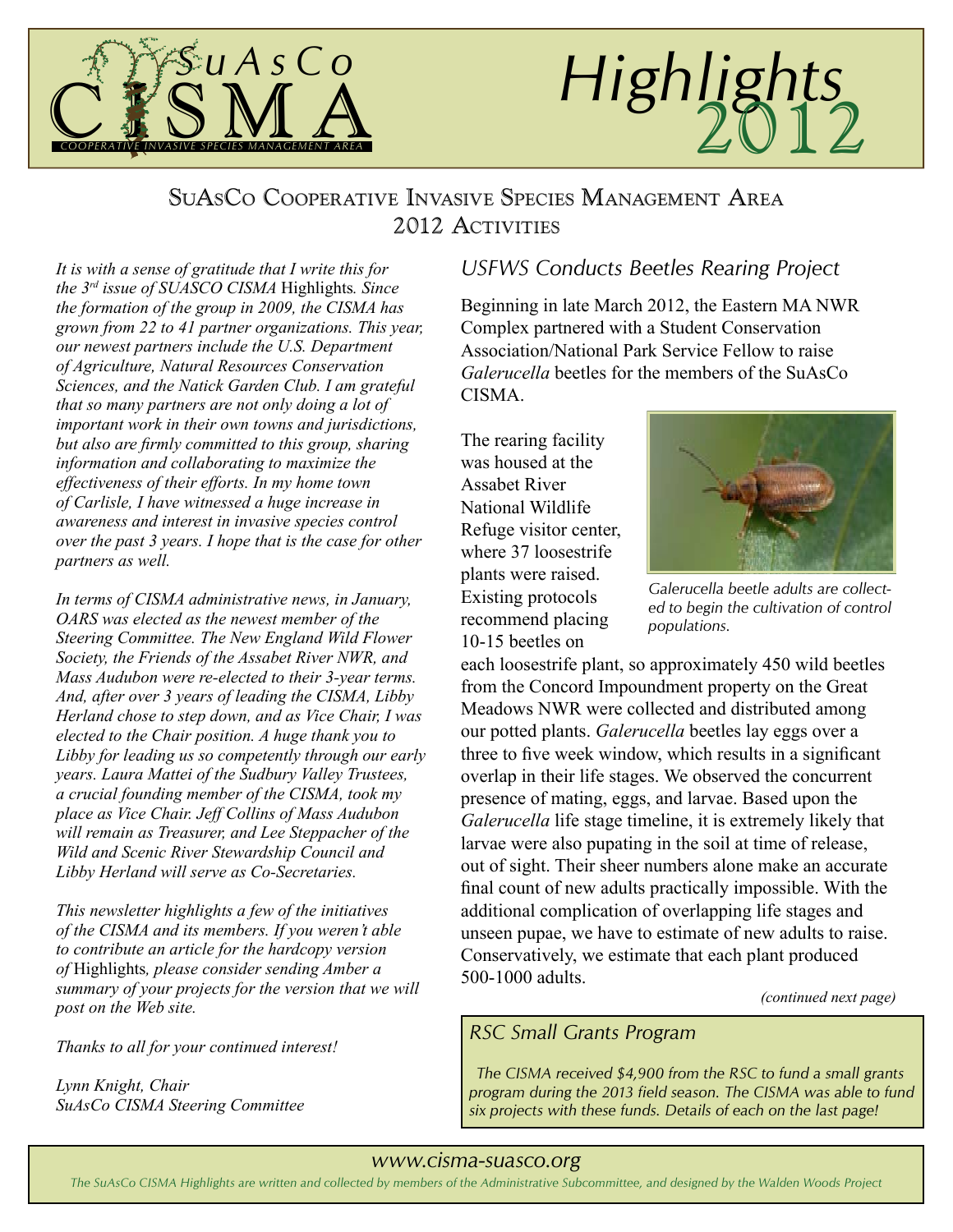# SuAsCo CISMA Highlights 2012

COOPERATIVE INVASIVE SPECIES MANAGEMENT AREA

## SuAsCo Cooperative Invasive Species Management Area 2012 Activities

*It is with a sense of gratitude that I write this for the 3rd issue of SUASCO CISMA* Highlights*. Since the formation of the group in 2009, the CISMA has grown from 22 to 41 partner organizations. This year, our newest partners include the U.S. Department of Agriculture, Natural Resources Conservation Sciences, and the Natick Garden Club. I am grateful that so many partners are not only doing a lot of important work in their own towns and jurisdictions, but also are firmly committed to this group, sharing information and collaborating to maximize the effectiveness of their efforts. In my home town of Carlisle, I have witnessed a huge increase in awareness and interest in invasive species control over the past 3 years. I hope that is the case for other partners as well.*

*In terms of CISMA administrative news, in January, OARS was elected as the newest member of the Steering Committee. The New England Wild Flower Society, the Friends of the Assabet River NWR, and Mass Audubon were re-elected to their 3-year terms. And, after over 3 years of leading the CISMA, Libby Herland chose to step down, and as Vice Chair, I was elected to the Chair position. A huge thank you to Libby for leading us so competently through our early years. Laura Mattei of the Sudbury Valley Trustees, a crucial founding member of the CISMA, took my place as Vice Chair. Jeff Collins of Mass Audubon will remain as Treasurer, and Lee Steppacher of the Wild and Scenic River Stewardship Council and Libby Herland will serve as Co-Secretaries.*

*This newsletter highlights a few of the initiatives of the CISMA and its members. If you weren't able to contribute an article for the hardcopy version of* Highlights*, please consider sending Amber a summary of your projects for the version that we will post on the Web site.*

*Thanks to all for your continued interest!*

*Lynn Knight, Chair*
*SuAsCo CISMA Steering Committee*

### USFWS Conducts Beetles Rearing Project

Beginning in late March 2012, the Eastern MA NWR Complex partnered with a Student Conservation Association/National Park Service Fellow to raise *Galerucella* beetles for the members of the SuAsCo CISMA.

The rearing facility was housed at the Assabet River National Wildlife Refuge visitor center, where 37 loosestrife plants were raised. Existing protocols recommend placing 10-15 beetles on each loosestrife plant, so approximately 450 wild beetles from the Concord Impoundment property on the Great Meadows NWR were collected and distributed among our potted plants. *Galerucella* beetles lay eggs over a three to five week window, which results in a significant overlap in their life stages. We observed the concurrent presence of mating, eggs, and larvae. Based upon the *Galerucella* life stage timeline, it is extremely likely that larvae were also pupating in the soil at time of release, out of sight. Their sheer numbers alone make an accurate final count of new adults practically impossible. With the additional complication of overlapping life stages and unseen pupae, we have to estimate of new adults to raise. Conservatively, we estimate that each plant produced 500-1000 adults.

*Galerucella beetle adults are collected to begin the cultivation of control populations.*

*(continued next page)*

### RSC Small Grants Program

*The CISMA received $4,900 from the RSC to fund a small grants program during the 2013 field season. The CISMA was able to fund six projects with these funds. Details of each on the last page!*

www.cisma-suasco.org

*The SuAsCo CISMA Highlights are written and collected by members of the Administrative Subcommittee, and designed by the Walden Woods Project*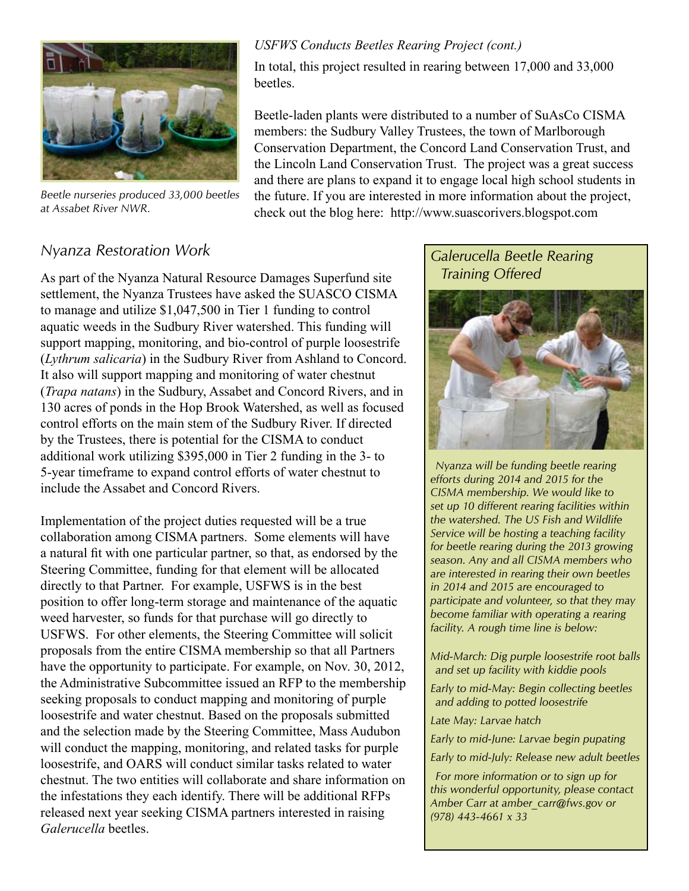*USFWS Conducts Beetles Rearing Project (cont.)*

In total, this project resulted in rearing between 17,000 and 33,000 beetles.

Beetle-laden plants were distributed to a number of SuAsCo CISMA members: the Sudbury Valley Trustees, the town of Marlborough Conservation Department, the Concord Land Conservation Trust, and the Lincoln Land Conservation Trust. The project was a great success and there are plans to expand it to engage local high school students in the future. If you are interested in more information about the project, check out the blog here: http://www.suascorivers.blogspot.com

*Beetle nurseries produced 33,000 beetles at Assabet River NWR.*

## Nyanza Restoration Work

As part of the Nyanza Natural Resource Damages Superfund site settlement, the Nyanza Trustees have asked the SUASCO CISMA to manage and utilize $1,047,500 in Tier 1 funding to control aquatic weeds in the Sudbury River watershed. This funding will support mapping, monitoring, and bio-control of purple loosestrife (*Lythrum salicaria*) in the Sudbury River from Ashland to Concord. It also will support mapping and monitoring of water chestnut (*Trapa natans*) in the Sudbury, Assabet and Concord Rivers, and in 130 acres of ponds in the Hop Brook Watershed, as well as focused control efforts on the main stem of the Sudbury River. If directed by the Trustees, there is potential for the CISMA to conduct additional work utilizing $395,000 in Tier 2 funding in the 3- to 5-year timeframe to expand control efforts of water chestnut to include the Assabet and Concord Rivers.

Implementation of the project duties requested will be a true collaboration among CISMA partners. Some elements will have a natural fit with one particular partner, so that, as endorsed by the Steering Committee, funding for that element will be allocated directly to that Partner. For example, USFWS is in the best position to offer long-term storage and maintenance of the aquatic weed harvester, so funds for that purchase will go directly to USFWS. For other elements, the Steering Committee will solicit proposals from the entire CISMA membership so that all Partners have the opportunity to participate. For example, on Nov. 30, 2012, the Administrative Subcommittee issued an RFP to the membership seeking proposals to conduct mapping and monitoring of purple loosestrife and water chestnut. Based on the proposals submitted and the selection made by the Steering Committee, Mass Audubon will conduct the mapping, monitoring, and related tasks for purple loosestrife, and OARS will conduct similar tasks related to water chestnut. The two entities will collaborate and share information on the infestations they each identify. There will be additional RFPs released next year seeking CISMA partners interested in raising *Galerucella* beetles.

### *Galerucella Beetle Rearing Training Offered*

*Nyanza will be funding beetle rearing efforts during 2014 and 2015 for the CISMA membership. We would like to set up 10 different rearing facilities within the watershed. The US Fish and Wildlife Service will be hosting a teaching facility for beetle rearing during the 2013 growing season. Any and all CISMA members who are interested in rearing their own beetles in 2014 and 2015 are encouraged to participate and volunteer, so that they may become familiar with operating a rearing facility. A rough time line is below:*

*Mid-March: Dig purple loosestrife root balls and set up facility with kiddie pools*

*Early to mid-May: Begin collecting beetles and adding to potted loosestrife*

*Late May: Larvae hatch*

*Early to mid-June: Larvae begin pupating*

*Early to mid-July: Release new adult beetles*

*For more information or to sign up for this wonderful opportunity, please contact Amber Carr at amber_carr@fws.gov or (978) 443-4661 x 33*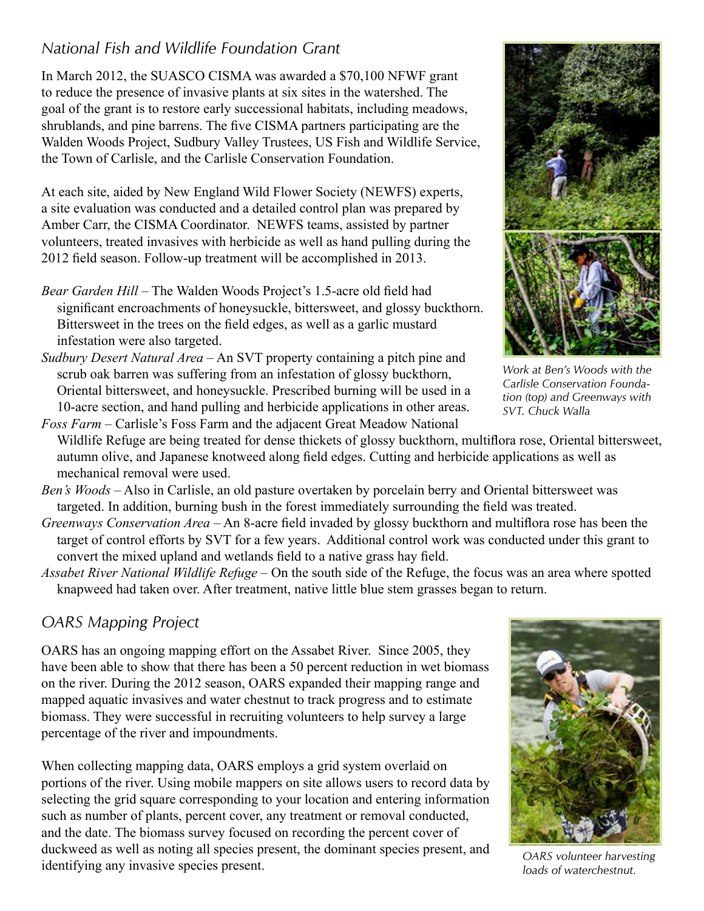## National Fish and Wildlife Foundation Grant

In March 2012, the SUASCO CISMA was awarded a $70,100 NFWF grant to reduce the presence of invasive plants at six sites in the watershed. The goal of the grant is to restore early successional habitats, including meadows, shrublands, and pine barrens. The five CISMA partners participating are the Walden Woods Project, Sudbury Valley Trustees, US Fish and Wildlife Service, the Town of Carlisle, and the Carlisle Conservation Foundation.

At each site, aided by New England Wild Flower Society (NEWFS) experts, a site evaluation was conducted and a detailed control plan was prepared by Amber Carr, the CISMA Coordinator. NEWFS teams, assisted by partner volunteers, treated invasives with herbicide as well as hand pulling during the 2012 field season. Follow-up treatment will be accomplished in 2013.

*Bear Garden Hill* – The Walden Woods Project's 1.5-acre old field had significant encroachments of honeysuckle, bittersweet, and glossy buckthorn. Bittersweet in the trees on the field edges, as well as a garlic mustard infestation were also targeted.

*Sudbury Desert Natural Area* – An SVT property containing a pitch pine and scrub oak barren was suffering from an infestation of glossy buckthorn, Oriental bittersweet, and honeysuckle. Prescribed burning will be used in a 10-acre section, and hand pulling and herbicide applications in other areas.

*Foss Farm* – Carlisle's Foss Farm and the adjacent Great Meadow National Wildlife Refuge are being treated for dense thickets of glossy buckthorn, multiflora rose, Oriental bittersweet, autumn olive, and Japanese knotweed along field edges. Cutting and herbicide applications as well as mechanical removal were used.

*Ben's Woods* – Also in Carlisle, an old pasture overtaken by porcelain berry and Oriental bittersweet was targeted. In addition, burning bush in the forest immediately surrounding the field was treated.

*Greenways Conservation Area* – An 8-acre field invaded by glossy buckthorn and multiflora rose has been the target of control efforts by SVT for a few years. Additional control work was conducted under this grant to convert the mixed upland and wetlands field to a native grass hay field.

*Assabet River National Wildlife Refuge* – On the south side of the Refuge, the focus was an area where spotted knapweed had taken over. After treatment, native little blue stem grasses began to return.

*Work at Ben's Woods with the Carlisle Conservation Foundation (top) and Greenways with SVT. Chuck Walla*

## OARS Mapping Project

OARS has an ongoing mapping effort on the Assabet River. Since 2005, they have been able to show that there has been a 50 percent reduction in wet biomass on the river. During the 2012 season, OARS expanded their mapping range and mapped aquatic invasives and water chestnut to track progress and to estimate biomass. They were successful in recruiting volunteers to help survey a large percentage of the river and impoundments.

When collecting mapping data, OARS employs a grid system overlaid on portions of the river. Using mobile mappers on site allows users to record data by selecting the grid square corresponding to your location and entering information such as number of plants, percent cover, any treatment or removal conducted, and the date. The biomass survey focused on recording the percent cover of duckweed as well as noting all species present, the dominant species present, and identifying any invasive species present.

*OARS volunteer harvesting loads of waterchestnut.*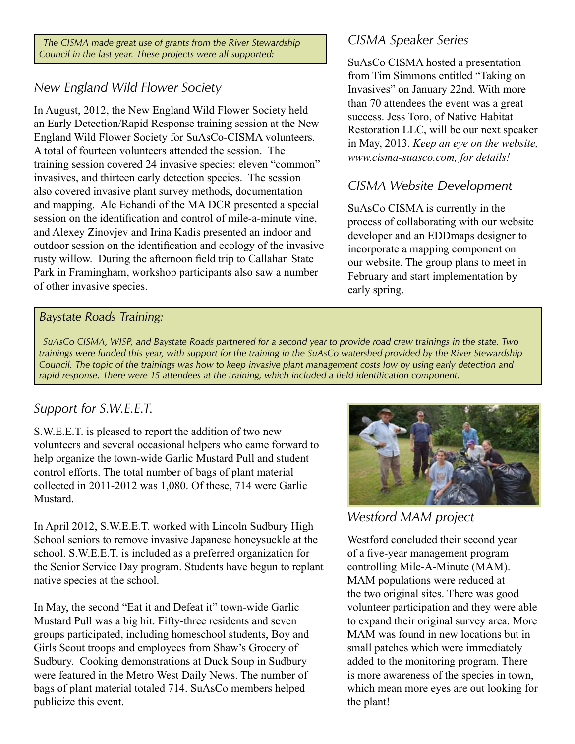*The CISMA made great use of grants from the River Stewardship Council in the last year. These projects were all supported:*

## *New England Wild Flower Society*

In August, 2012, the New England Wild Flower Society held an Early Detection/Rapid Response training session at the New England Wild Flower Society for SuAsCo-CISMA volunteers. A total of fourteen volunteers attended the session. The training session covered 24 invasive species: eleven "common" invasives, and thirteen early detection species. The session also covered invasive plant survey methods, documentation and mapping. Ale Echandi of the MA DCR presented a special session on the identification and control of mile-a-minute vine, and Alexey Zinovjev and Irina Kadis presented an indoor and outdoor session on the identification and ecology of the invasive rusty willow. During the afternoon field trip to Callahan State Park in Framingham, workshop participants also saw a number of other invasive species.

## *CISMA Speaker Series*

SuAsCo CISMA hosted a presentation from Tim Simmons entitled "Taking on Invasives" on January 22nd. With more than 70 attendees the event was a great success. Jess Toro, of Native Habitat Restoration LLC, will be our next speaker in May, 2013. *Keep an eye on the website, www.cisma-suasco.com, for details!*

## *CISMA Website Development*

SuAsCo CISMA is currently in the process of collaborating with our website developer and an EDDmaps designer to incorporate a mapping component on our website. The group plans to meet in February and start implementation by early spring.

## *Baystate Roads Training:*

*SuAsCo CISMA, WISP, and Baystate Roads partnered for a second year to provide road crew trainings in the state. Two trainings were funded this year, with support for the training in the SuAsCo watershed provided by the River Stewardship Council. The topic of the trainings was how to keep invasive plant management costs low by using early detection and rapid response. There were 15 attendees at the training, which included a field identification component.*

## *Support for S.W.E.E.T.*

S.W.E.E.T. is pleased to report the addition of two new volunteers and several occasional helpers who came forward to help organize the town-wide Garlic Mustard Pull and student control efforts. The total number of bags of plant material collected in 2011-2012 was 1,080. Of these, 714 were Garlic Mustard.

In April 2012, S.W.E.E.T. worked with Lincoln Sudbury High School seniors to remove invasive Japanese honeysuckle at the school. S.W.E.E.T. is included as a preferred organization for the Senior Service Day program. Students have begun to replant native species at the school.

In May, the second "Eat it and Defeat it" town-wide Garlic Mustard Pull was a big hit. Fifty-three residents and seven groups participated, including homeschool students, Boy and Girls Scout troops and employees from Shaw's Grocery of Sudbury. Cooking demonstrations at Duck Soup in Sudbury were featured in the Metro West Daily News. The number of bags of plant material totaled 714. SuAsCo members helped publicize this event.

## *Westford MAM project*

Westford concluded their second year of a five-year management program controlling Mile-A-Minute (MAM). MAM populations were reduced at the two original sites. There was good volunteer participation and they were able to expand their original survey area. More MAM was found in new locations but in small patches which were immediately added to the monitoring program. There is more awareness of the species in town, which mean more eyes are out looking for the plant!